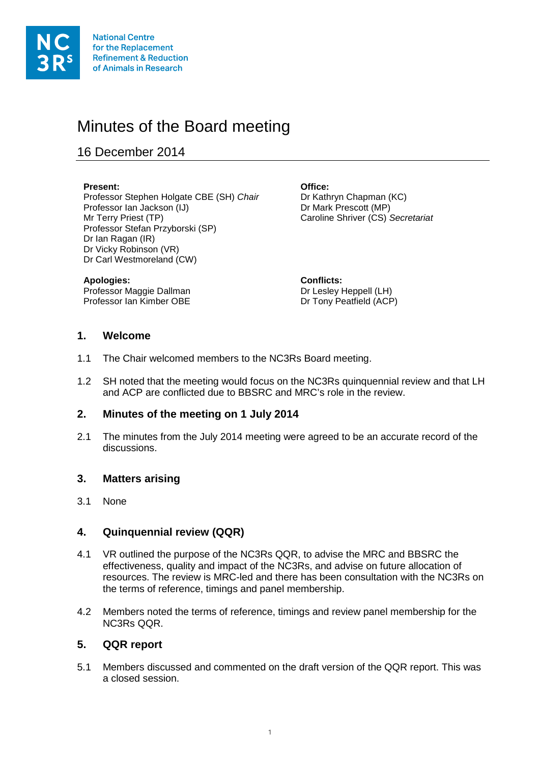National Centre for the Replacement Refinement & Reduction of Animals in Research

# Minutes of the Board meeting

## 16 December 2014

**Present:**
Professor Stephen Holgate CBE (SH) *Chair*
Professor Ian Jackson (IJ)
Mr Terry Priest (TP)
Professor Stefan Przyborski (SP)
Dr Ian Ragan (IR)
Dr Vicky Robinson (VR)
Dr Carl Westmoreland (CW)

**Office:**
Dr Kathryn Chapman (KC)
Dr Mark Prescott (MP)
Caroline Shriver (CS) *Secretariat*

**Apologies:**
Professor Maggie Dallman
Professor Ian Kimber OBE

**Conflicts:**
Dr Lesley Heppell (LH)
Dr Tony Peatfield (ACP)

### 1. Welcome

1.1 The Chair welcomed members to the NC3Rs Board meeting.

1.2 SH noted that the meeting would focus on the NC3Rs quinquennial review and that LH and ACP are conflicted due to BBSRC and MRC's role in the review.

### 2. Minutes of the meeting on 1 July 2014

2.1 The minutes from the July 2014 meeting were agreed to be an accurate record of the discussions.

### 3. Matters arising

3.1 None

### 4. Quinquennial review (QQR)

4.1 VR outlined the purpose of the NC3Rs QQR, to advise the MRC and BBSRC the effectiveness, quality and impact of the NC3Rs, and advise on future allocation of resources. The review is MRC-led and there has been consultation with the NC3Rs on the terms of reference, timings and panel membership.

4.2 Members noted the terms of reference, timings and review panel membership for the NC3Rs QQR.

### 5. QQR report

5.1 Members discussed and commented on the draft version of the QQR report. This was a closed session.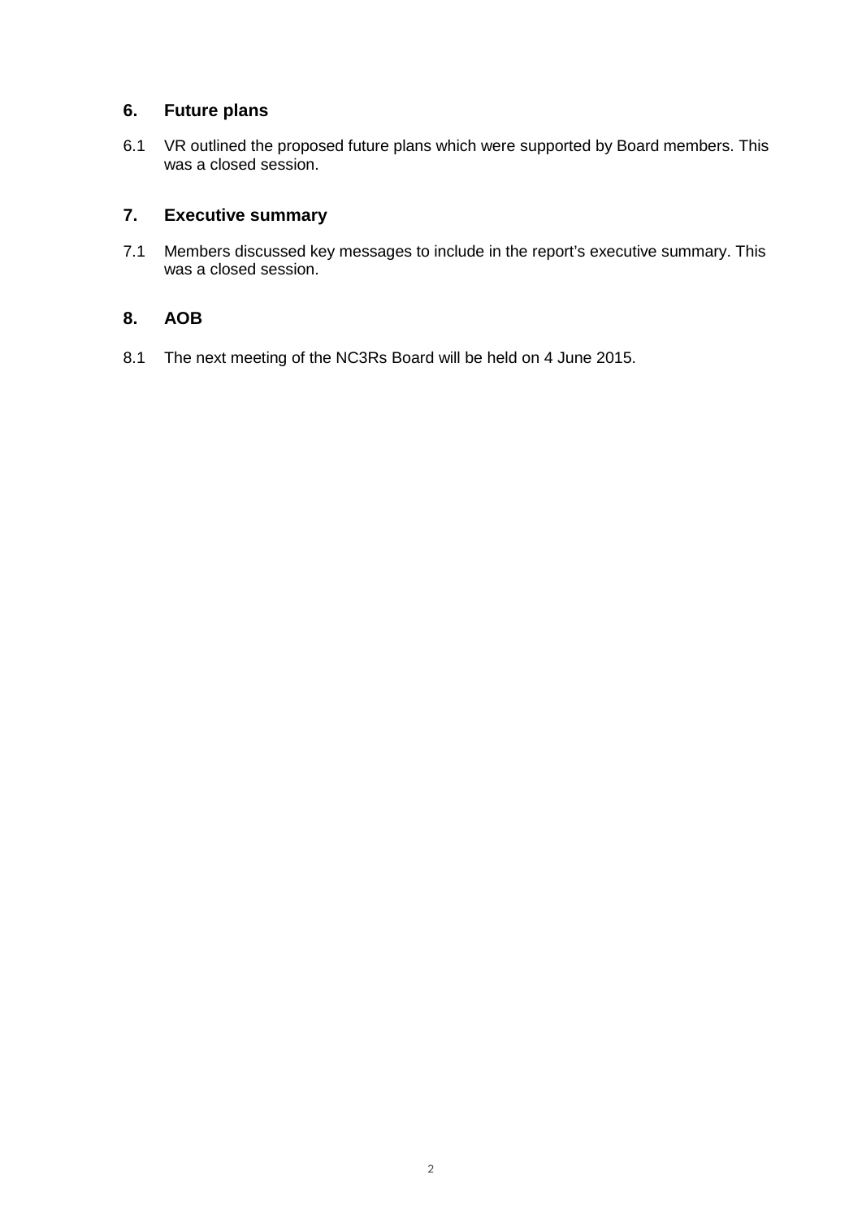## 6. Future plans

6.1 VR outlined the proposed future plans which were supported by Board members. This was a closed session.

## 7. Executive summary

7.1 Members discussed key messages to include in the report's executive summary. This was a closed session.

## 8. AOB

8.1 The next meeting of the NC3Rs Board will be held on 4 June 2015.